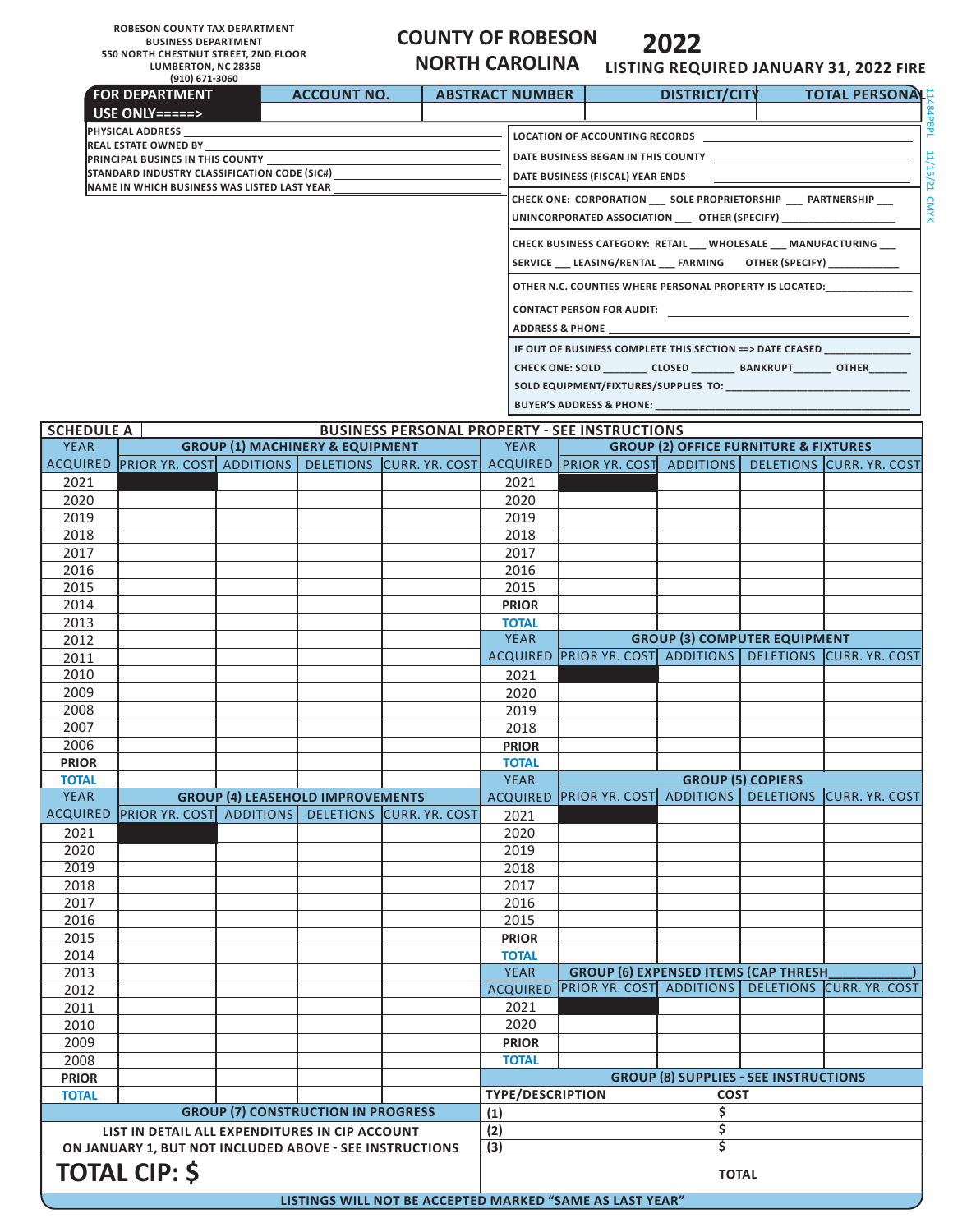ROBESON COUNTY TAX DEPARTMENT
BUSINESS DEPARTMENT
550 NORTH CHESTNUT STREET, 2ND FLOOR
LUMBERTON, NC 28358
(910) 671-3060

# COUNTY OF ROBESON NORTH CAROLINA

# 2022

**LISTING REQUIRED JANUARY 31, 2022 FIRE**

| FOR DEPARTMENT USE ONLY=====> | ACCOUNT NO. | ABSTRACT NUMBER | DISTRICT/CITY | TOTAL PERSONAL |
|---|---|---|---|---|
| | | | | |

PHYSICAL ADDRESS ______________________
REAL ESTATE OWNED BY ______________________
PRINCIPAL BUSINES IN THIS COUNTY ______________________
STANDARD INDUSTRY CLASSIFICATION CODE (SIC#) ______________________
NAME IN WHICH BUSINESS WAS LISTED LAST YEAR ______________________

LOCATION OF ACCOUNTING RECORDS ______________________
DATE BUSINESS BEGAN IN THIS COUNTY ______________________
DATE BUSINESS (FISCAL) YEAR ENDS ______________________

CHECK ONE: CORPORATION ___ SOLE PROPRIETORSHIP ___ PARTNERSHIP ___
UNINCORPORATED ASSOCIATION ___ OTHER (SPECIFY) ___________________

CHECK BUSINESS CATEGORY: RETAIL ___ WHOLESALE ___ MANUFACTURING ___
SERVICE ___ LEASING/RENTAL ___ FARMING OTHER (SPECIFY) ___________

OTHER N.C. COUNTIES WHERE PERSONAL PROPERTY IS LOCATED:______________
CONTACT PERSON FOR AUDIT: ______________________
ADDRESS & PHONE ______________________

IF OUT OF BUSINESS COMPLETE THIS SECTION ==> DATE CEASED ______________
CHECK ONE: SOLD _______ CLOSED _______ BANKRUPT______ OTHER______
SOLD EQUIPMENT/FIXTURES/SUPPLIES TO: ______________________
BUYER'S ADDRESS & PHONE: ______________________

11484PBPL 11/15/21 CMYK

## SCHEDULE A — BUSINESS PERSONAL PROPERTY - SEE INSTRUCTIONS

| YEAR ACQUIRED | GROUP (1) MACHINERY & EQUIPMENT | | | |
|---|---|---|---|---|
| | PRIOR YR. COST | ADDITIONS | DELETIONS | CURR. YR. COST |
| 2021 | ■ | | | |
| 2020 | | | | |
| 2019 | | | | |
| 2018 | | | | |
| 2017 | | | | |
| 2016 | | | | |
| 2015 | | | | |
| 2014 | | | | |
| 2013 | | | | |
| 2012 | | | | |
| 2011 | | | | |
| 2010 | | | | |
| 2009 | | | | |
| 2008 | | | | |
| 2007 | | | | |
| 2006 | | | | |
| PRIOR | | | | |
| TOTAL | | | | |

| YEAR ACQUIRED | GROUP (4) LEASEHOLD IMPROVEMENTS | | | |
|---|---|---|---|---|
| | PRIOR YR. COST | ADDITIONS | DELETIONS | CURR. YR. COST |
| 2021 | ■ | | | |
| 2020 | | | | |
| 2019 | | | | |
| 2018 | | | | |
| 2017 | | | | |
| 2016 | | | | |
| 2015 | | | | |
| 2014 | | | | |
| 2013 | | | | |
| 2012 | | | | |
| 2011 | | | | |
| 2010 | | | | |
| 2009 | | | | |
| 2008 | | | | |
| PRIOR | | | | |
| TOTAL | | | | |

| YEAR ACQUIRED | GROUP (2) OFFICE FURNITURE & FIXTURES | | | |
|---|---|---|---|---|
| | PRIOR YR. COST | ADDITIONS | DELETIONS | CURR. YR. COST |
| 2021 | ■ | | | |
| 2020 | | | | |
| 2019 | | | | |
| 2018 | | | | |
| 2017 | | | | |
| 2016 | | | | |
| 2015 | | | | |
| PRIOR | | | | |
| TOTAL | | | | |

| YEAR ACQUIRED | GROUP (3) COMPUTER EQUIPMENT | | | |
|---|---|---|---|---|
| | PRIOR YR. COST | ADDITIONS | DELETIONS | CURR. YR. COST |
| 2021 | ■ | | | |
| 2020 | | | | |
| 2019 | | | | |
| 2018 | | | | |
| PRIOR | | | | |
| TOTAL | | | | |

| YEAR ACQUIRED | GROUP (5) COPIERS | | | |
|---|---|---|---|---|
| | PRIOR YR. COST | ADDITIONS | DELETIONS | CURR. YR. COST |
| 2021 | ■ | | | |
| 2020 | | | | |
| 2019 | | | | |
| 2018 | | | | |
| 2017 | | | | |
| 2016 | | | | |
| 2015 | | | | |
| PRIOR | | | | |
| TOTAL | | | | |

| YEAR ACQUIRED | GROUP (6) EXPENSED ITEMS (CAP THRESH__________) | | | |
|---|---|---|---|---|
| | PRIOR YR. COST | ADDITIONS | DELETIONS | CURR. YR. COST |
| 2021 | ■ | | | |
| 2020 | | | | |
| PRIOR | | | | |
| TOTAL | | | | |

### GROUP (7) CONSTRUCTION IN PROGRESS

LIST IN DETAIL ALL EXPENDITURES IN CIP ACCOUNT ON JANUARY 1, BUT NOT INCLUDED ABOVE - SEE INSTRUCTIONS

**TOTAL CIP: $**

### GROUP (8) SUPPLIES - SEE INSTRUCTIONS

| TYPE/DESCRIPTION | COST |
|---|---|
| (1) | $ |
| (2) | $ |
| (3) | $ |
| TOTAL | |

**LISTINGS WILL NOT BE ACCEPTED MARKED "SAME AS LAST YEAR"**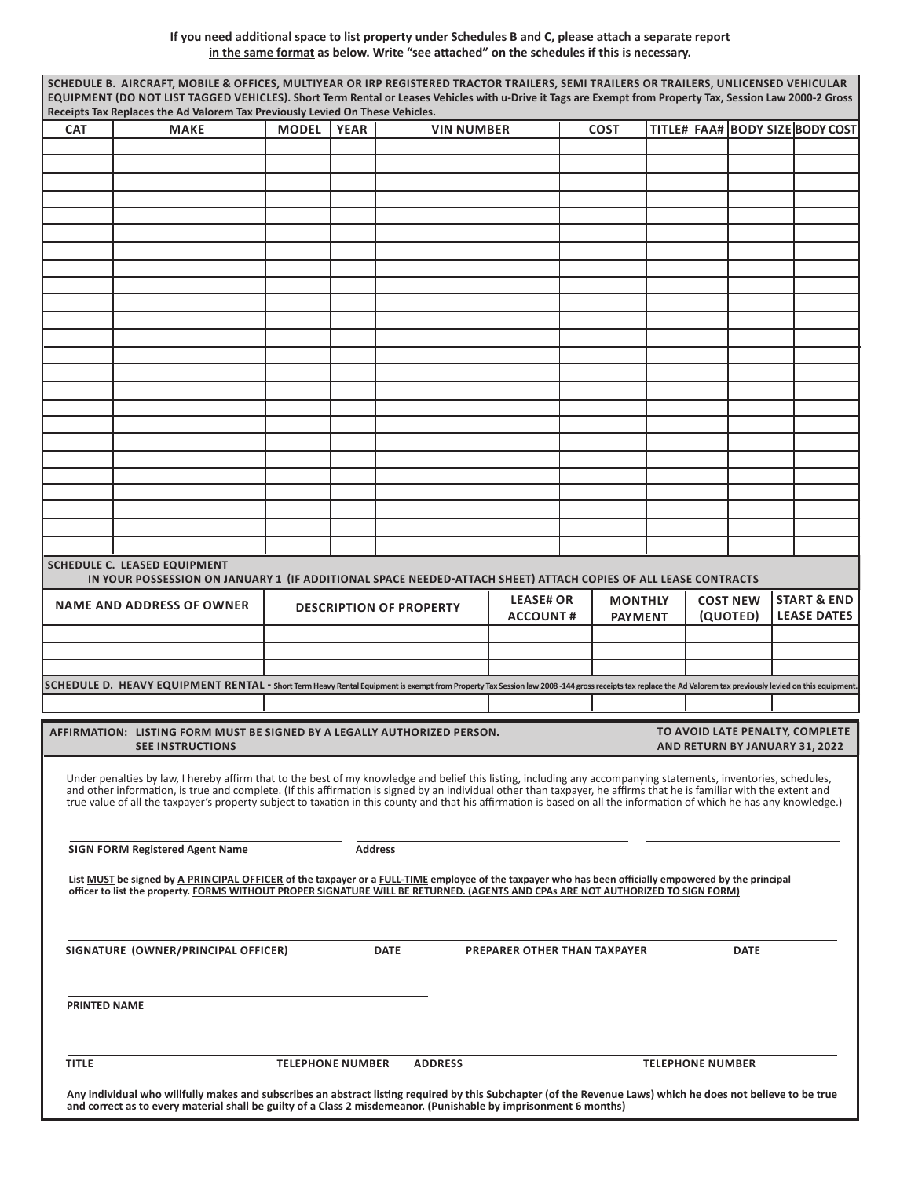**If you need additional space to list property under Schedules B and C, please attach a separate report in the same format as below. Write "see attached" on the schedules if this is necessary.**

**SCHEDULE B. AIRCRAFT, MOBILE & OFFICES, MULTIYEAR OR IRP REGISTERED TRACTOR TRAILERS, SEMI TRAILERS OR TRAILERS, UNLICENSED VEHICULAR EQUIPMENT (DO NOT LIST TAGGED VEHICLES). Short Term Rental or Leases Vehicles with u-Drive it Tags are Exempt from Property Tax, Session Law 2000-2 Gross Receipts Tax Replaces the Ad Valorem Tax Previously Levied On These Vehicles.**

| CAT | MAKE | MODEL | YEAR | VIN NUMBER | COST | TITLE# FAA# | BODY SIZE | BODY COST |
|---|---|---|---|---|---|---|---|---|
| | | | | | | | | |
| | | | | | | | | |
| | | | | | | | | |
| | | | | | | | | |
| | | | | | | | | |
| | | | | | | | | |
| | | | | | | | | |
| | | | | | | | | |
| | | | | | | | | |
| | | | | | | | | |
| | | | | | | | | |
| | | | | | | | | |
| | | | | | | | | |
| | | | | | | | | |
| | | | | | | | | |
| | | | | | | | | |
| | | | | | | | | |
| | | | | | | | | |
| | | | | | | | | |
| | | | | | | | | |
| | | | | | | | | |
| | | | | | | | | |
| | | | | | | | | |
| | | | | | | | | |

**SCHEDULE C. LEASED EQUIPMENT**
**IN YOUR POSSESSION ON JANUARY 1 (IF ADDITIONAL SPACE NEEDED-ATTACH SHEET) ATTACH COPIES OF ALL LEASE CONTRACTS**

| NAME AND ADDRESS OF OWNER | DESCRIPTION OF PROPERTY | LEASE# OR ACCOUNT # | MONTHLY PAYMENT | COST NEW (QUOTED) | START & END LEASE DATES |
|---|---|---|---|---|---|
| | | | | | |
| | | | | | |
| | | | | | |

**SCHEDULE D. HEAVY EQUIPMENT RENTAL** - Short Term Heavy Rental Equipment is exempt from Property Tax Session law 2008 -144 gross receipts tax replace the Ad Valorem tax previously levied on this equipment.

| | | | | | |
|---|---|---|---|---|---|
| | | | | | |

**AFFIRMATION: LISTING FORM MUST BE SIGNED BY A LEGALLY AUTHORIZED PERSON. SEE INSTRUCTIONS**

**TO AVOID LATE PENALTY, COMPLETE AND RETURN BY JANUARY 31, 2022**

Under penalties by law, I hereby affirm that to the best of my knowledge and belief this listing, including any accompanying statements, inventories, schedules, and other information, is true and complete. (If this affirmation is signed by an individual other than taxpayer, he affirms that he is familiar with the extent and true value of all the taxpayer's property subject to taxation in this county and that his affirmation is based on all the information of which he has any knowledge.)

**SIGN FORM Registered Agent Name** ______________ **Address** ______________ ______________

**List MUST be signed by A PRINCIPAL OFFICER of the taxpayer or a FULL-TIME employee of the taxpayer who has been officially empowered by the principal officer to list the property. FORMS WITHOUT PROPER SIGNATURE WILL BE RETURNED. (AGENTS AND CPAs ARE NOT AUTHORIZED TO SIGN FORM)**

**SIGNATURE (OWNER/PRINCIPAL OFFICER)** ______________ **DATE** ______________ **PREPARER OTHER THAN TAXPAYER** ______________ **DATE** ______________

**PRINTED NAME** ______________

**TITLE** ______________ **TELEPHONE NUMBER** ______________ **ADDRESS** ______________ **TELEPHONE NUMBER** ______________

**Any individual who willfully makes and subscribes an abstract listing required by this Subchapter (of the Revenue Laws) which he does not believe to be true and correct as to every material shall be guilty of a Class 2 misdemeanor. (Punishable by imprisonment 6 months)**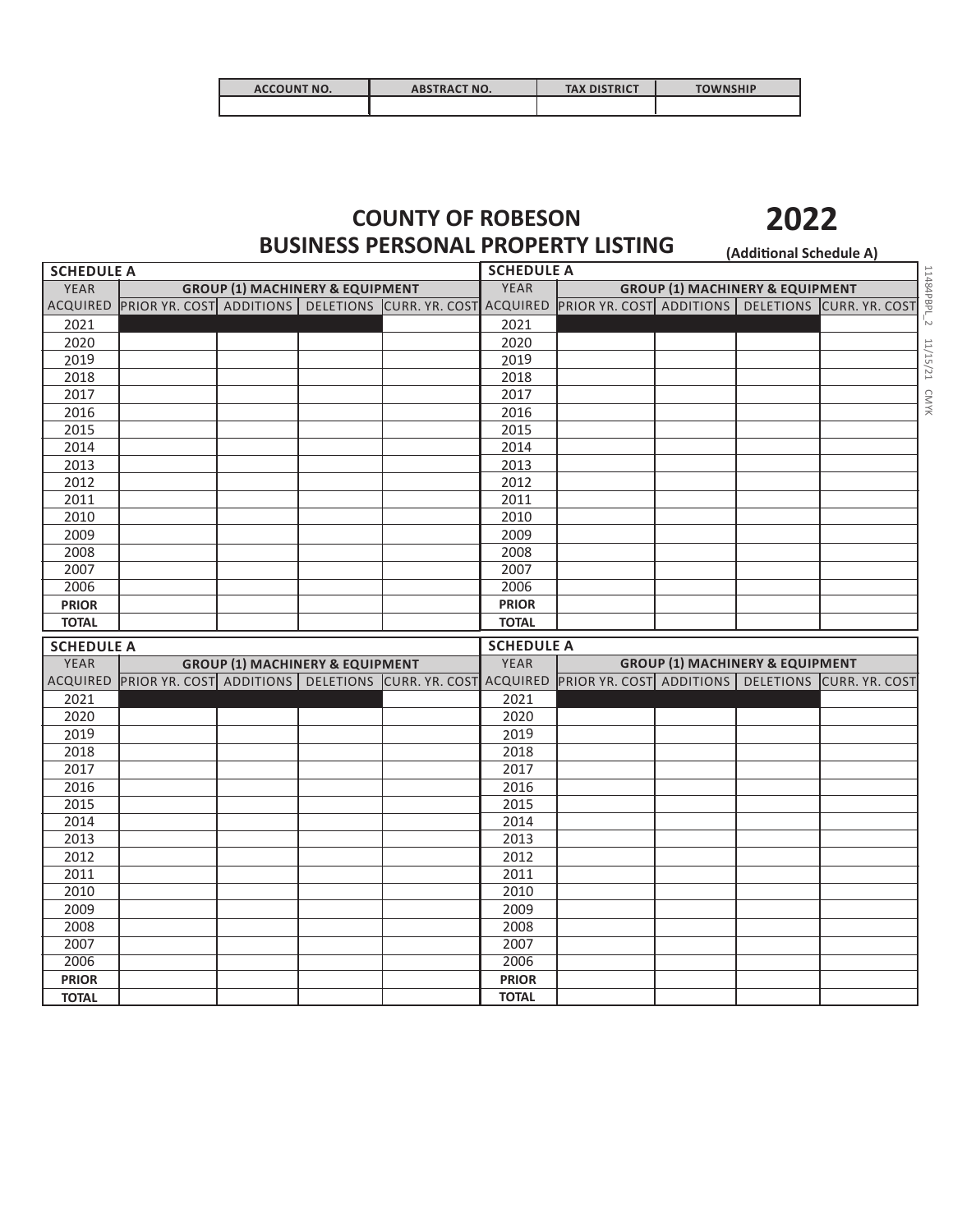| ACCOUNT NO. | ABSTRACT NO. | TAX DISTRICT | TOWNSHIP |
|---|---|---|---|
| | | | |

# COUNTY OF ROBESON
# BUSINESS PERSONAL PROPERTY LISTING

## 2022

**(Additional Schedule A)**

**SCHEDULE A**

| YEAR ACQUIRED | GROUP (1) MACHINERY & EQUIPMENT | | | |
|---|---|---|---|---|
| | PRIOR YR. COST | ADDITIONS | DELETIONS | CURR. YR. COST |
| 2021 | | | | |
| 2020 | | | | |
| 2019 | | | | |
| 2018 | | | | |
| 2017 | | | | |
| 2016 | | | | |
| 2015 | | | | |
| 2014 | | | | |
| 2013 | | | | |
| 2012 | | | | |
| 2011 | | | | |
| 2010 | | | | |
| 2009 | | | | |
| 2008 | | | | |
| 2007 | | | | |
| 2006 | | | | |
| **PRIOR** | | | | |
| **TOTAL** | | | | |

**SCHEDULE A**

| YEAR ACQUIRED | GROUP (1) MACHINERY & EQUIPMENT | | | |
|---|---|---|---|---|
| | PRIOR YR. COST | ADDITIONS | DELETIONS | CURR. YR. COST |
| 2021 | | | | |
| 2020 | | | | |
| 2019 | | | | |
| 2018 | | | | |
| 2017 | | | | |
| 2016 | | | | |
| 2015 | | | | |
| 2014 | | | | |
| 2013 | | | | |
| 2012 | | | | |
| 2011 | | | | |
| 2010 | | | | |
| 2009 | | | | |
| 2008 | | | | |
| 2007 | | | | |
| 2006 | | | | |
| **PRIOR** | | | | |
| **TOTAL** | | | | |

**SCHEDULE A**

| YEAR ACQUIRED | GROUP (1) MACHINERY & EQUIPMENT | | | |
|---|---|---|---|---|
| | PRIOR YR. COST | ADDITIONS | DELETIONS | CURR. YR. COST |
| 2021 | | | | |
| 2020 | | | | |
| 2019 | | | | |
| 2018 | | | | |
| 2017 | | | | |
| 2016 | | | | |
| 2015 | | | | |
| 2014 | | | | |
| 2013 | | | | |
| 2012 | | | | |
| 2011 | | | | |
| 2010 | | | | |
| 2009 | | | | |
| 2008 | | | | |
| 2007 | | | | |
| 2006 | | | | |
| **PRIOR** | | | | |
| **TOTAL** | | | | |

**SCHEDULE A**

| YEAR ACQUIRED | GROUP (1) MACHINERY & EQUIPMENT | | | |
|---|---|---|---|---|
| | PRIOR YR. COST | ADDITIONS | DELETIONS | CURR. YR. COST |
| 2021 | | | | |
| 2020 | | | | |
| 2019 | | | | |
| 2018 | | | | |
| 2017 | | | | |
| 2016 | | | | |
| 2015 | | | | |
| 2014 | | | | |
| 2013 | | | | |
| 2012 | | | | |
| 2011 | | | | |
| 2010 | | | | |
| 2009 | | | | |
| 2008 | | | | |
| 2007 | | | | |
| 2006 | | | | |
| **PRIOR** | | | | |
| **TOTAL** | | | | |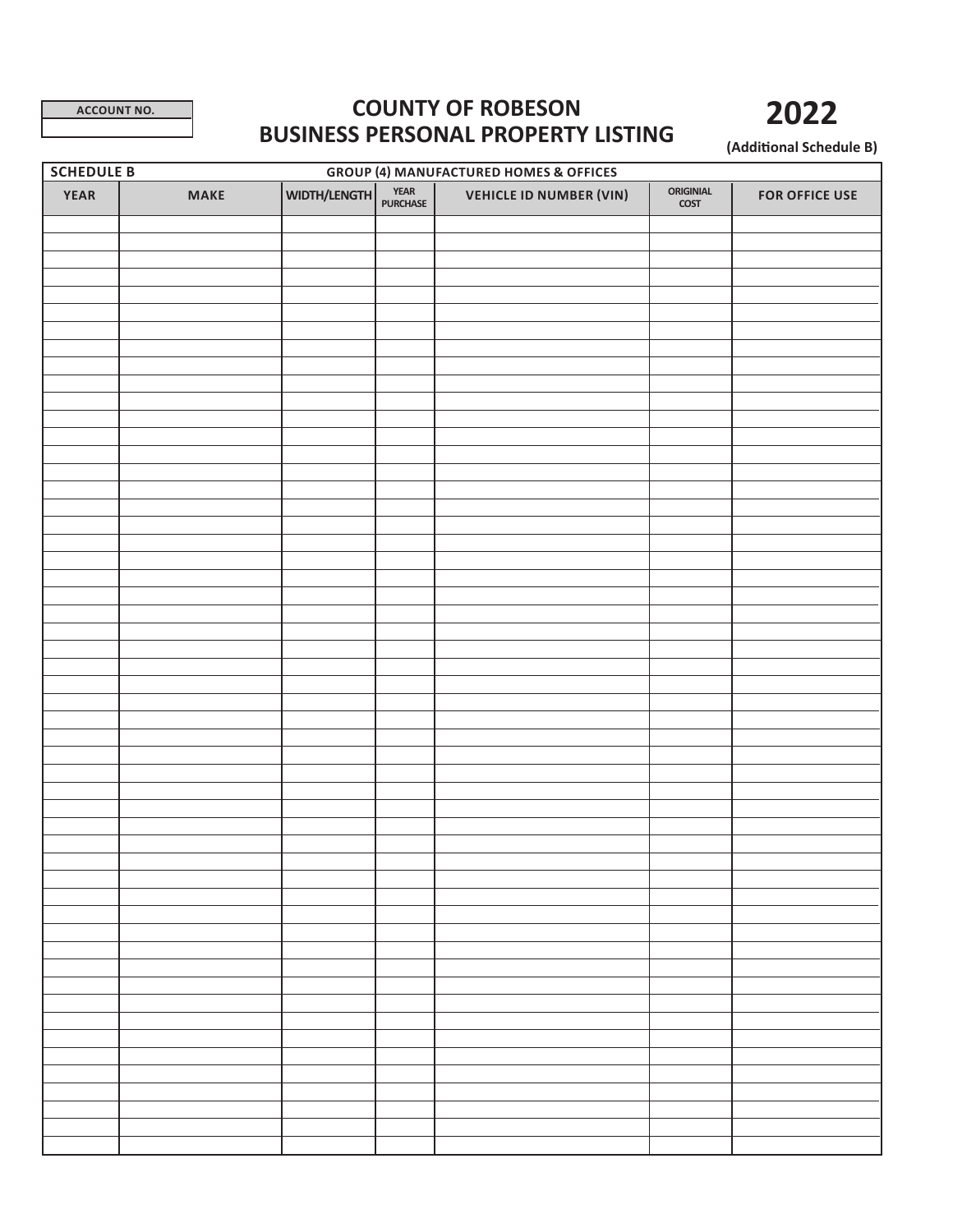| ACCOUNT NO. |
|---|
| |

# COUNTY OF ROBESON
# BUSINESS PERSONAL PROPERTY LISTING

# 2022

**(Additional Schedule B)**

| SCHEDULE B | GROUP (4) MANUFACTURED HOMES & OFFICES | | | | | |
|---|---|---|---|---|---|---|
| YEAR | MAKE | WIDTH/LENGTH | YEAR PURCHASE | VEHICLE ID NUMBER (VIN) | ORIGINIAL COST | FOR OFFICE USE |
| | | | | | | |
| | | | | | | |
| | | | | | | |
| | | | | | | |
| | | | | | | |
| | | | | | | |
| | | | | | | |
| | | | | | | |
| | | | | | | |
| | | | | | | |
| | | | | | | |
| | | | | | | |
| | | | | | | |
| | | | | | | |
| | | | | | | |
| | | | | | | |
| | | | | | | |
| | | | | | | |
| | | | | | | |
| | | | | | | |
| | | | | | | |
| | | | | | | |
| | | | | | | |
| | | | | | | |
| | | | | | | |
| | | | | | | |
| | | | | | | |
| | | | | | | |
| | | | | | | |
| | | | | | | |
| | | | | | | |
| | | | | | | |
| | | | | | | |
| | | | | | | |
| | | | | | | |
| | | | | | | |
| | | | | | | |
| | | | | | | |
| | | | | | | |
| | | | | | | |
| | | | | | | |
| | | | | | | |
| | | | | | | |
| | | | | | | |
| | | | | | | |
| | | | | | | |
| | | | | | | |
| | | | | | | |
| | | | | | | |
| | | | | | | |
| | | | | | | |
| | | | | | | |
| | | | | | | |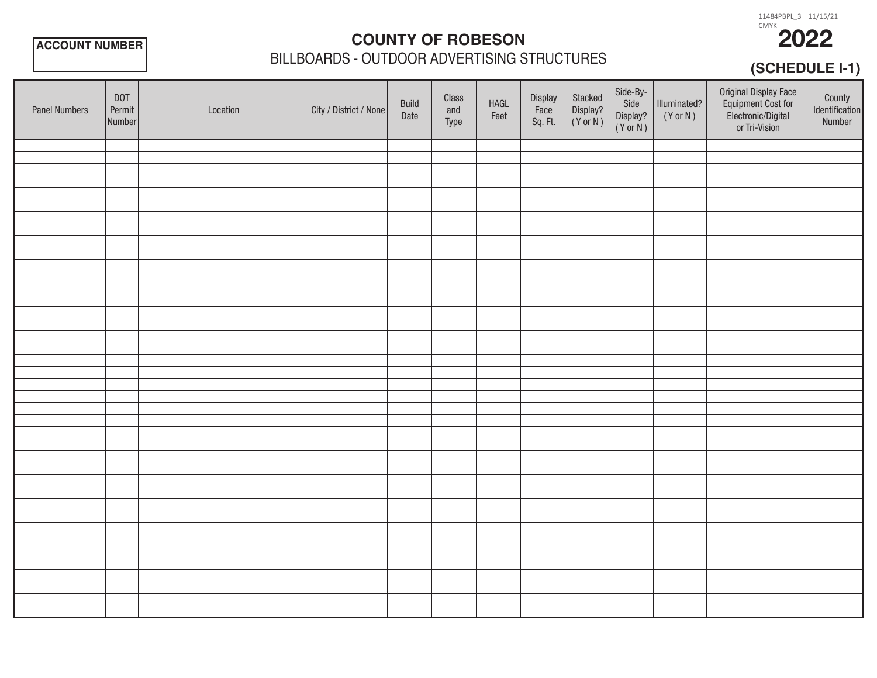11484PBPL_3 11/15/21
CMYK

**ACCOUNT NUMBER**

# COUNTY OF ROBESON

## BILLBOARDS - OUTDOOR ADVERTISING STRUCTURES

**2022**

**(SCHEDULE I-1)**

| Panel Numbers | DOT Permit Number | Location | City / District / None | Build Date | Class and Type | HAGL Feet | Display Face Sq. Ft. | Stacked Display? ( Y or N ) | Side-By-Side Display? ( Y or N ) | Illuminated? ( Y or N ) | Original Display Face Equipment Cost for Electronic/Digital or Tri-Vision | County Identification Number |
|---|---|---|---|---|---|---|---|---|---|---|---|---|
| | | | | | | | | | | | | |
| | | | | | | | | | | | | |
| | | | | | | | | | | | | |
| | | | | | | | | | | | | |
| | | | | | | | | | | | | |
| | | | | | | | | | | | | |
| | | | | | | | | | | | | |
| | | | | | | | | | | | | |
| | | | | | | | | | | | | |
| | | | | | | | | | | | | |
| | | | | | | | | | | | | |
| | | | | | | | | | | | | |
| | | | | | | | | | | | | |
| | | | | | | | | | | | | |
| | | | | | | | | | | | | |
| | | | | | | | | | | | | |
| | | | | | | | | | | | | |
| | | | | | | | | | | | | |
| | | | | | | | | | | | | |
| | | | | | | | | | | | | |
| | | | | | | | | | | | | |
| | | | | | | | | | | | | |
| | | | | | | | | | | | | |
| | | | | | | | | | | | | |
| | | | | | | | | | | | | |
| | | | | | | | | | | | | |
| | | | | | | | | | | | | |
| | | | | | | | | | | | | |
| | | | | | | | | | | | | |
| | | | | | | | | | | | | |
| | | | | | | | | | | | | |
| | | | | | | | | | | | | |
| | | | | | | | | | | | | |
| | | | | | | | | | | | | |
| | | | | | | | | | | | | |
| | | | | | | | | | | | | |
| | | | | | | | | | | | | |
| | | | | | | | | | | | | |
| | | | | | | | | | | | | |
| | | | | | | | | | | | | |